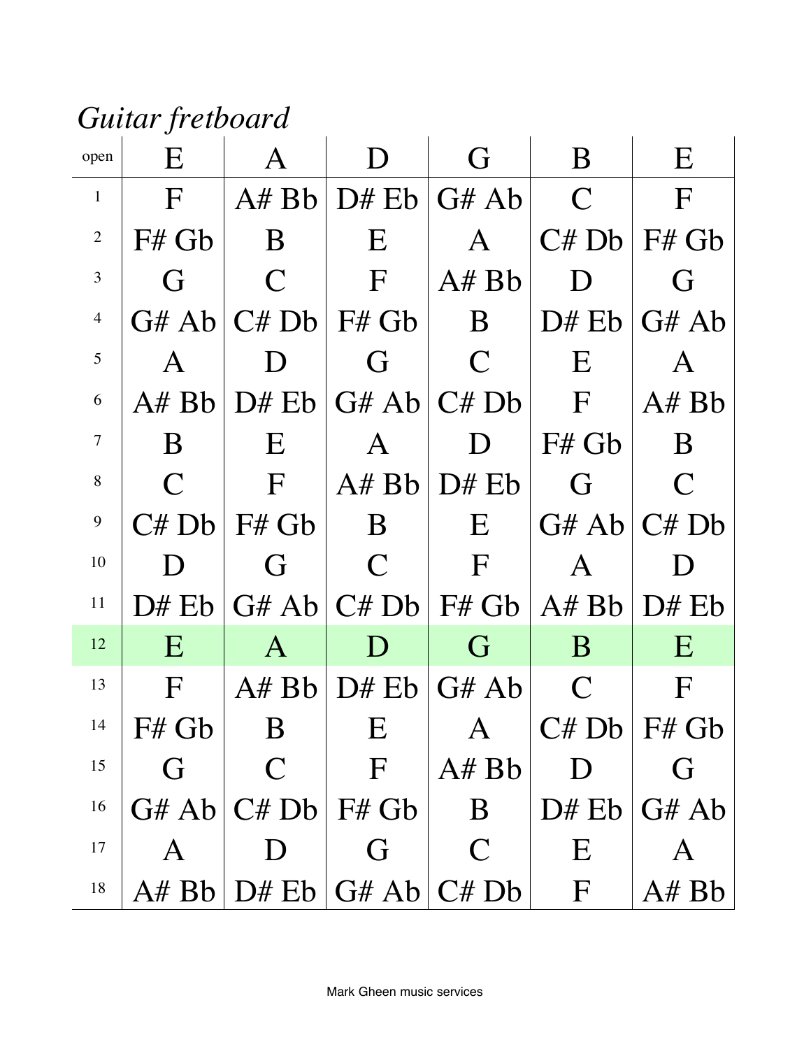*Guitar fretboard*

| open | E | A | D | G | B | E |
|---|---|---|---|---|---|---|
| 1 | F | A# Bb | D# Eb | G# Ab | C | F |
| 2 | F# Gb | B | E | A | C# Db | F# Gb |
| 3 | G | C | F | A# Bb | D | G |
| 4 | G# Ab | C# Db | F# Gb | B | D# Eb | G# Ab |
| 5 | A | D | G | C | E | A |
| 6 | A# Bb | D# Eb | G# Ab | C# Db | F | A# Bb |
| 7 | B | E | A | D | F# Gb | B |
| 8 | C | F | A# Bb | D# Eb | G | C |
| 9 | C# Db | F# Gb | B | E | G# Ab | C# Db |
| 10 | D | G | C | F | A | D |
| 11 | D# Eb | G# Ab | C# Db | F# Gb | A# Bb | D# Eb |
| 12 | E | A | D | G | B | E |
| 13 | F | A# Bb | D# Eb | G# Ab | C | F |
| 14 | F# Gb | B | E | A | C# Db | F# Gb |
| 15 | G | C | F | A# Bb | D | G |
| 16 | G# Ab | C# Db | F# Gb | B | D# Eb | G# Ab |
| 17 | A | D | G | C | E | A |
| 18 | A# Bb | D# Eb | G# Ab | C# Db | F | A# Bb |

Mark Gheen music services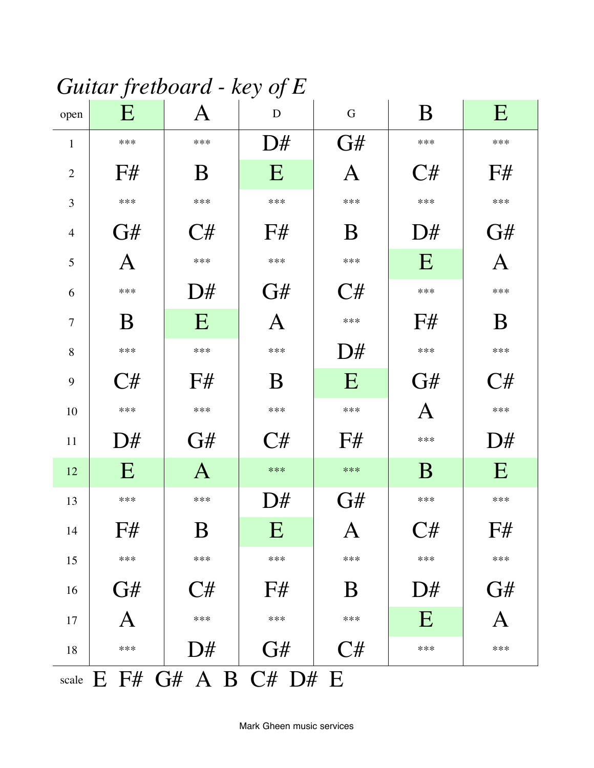# *Guitar fretboard - key of E*

| open | E | A | D | G | B | E |
|---|---|---|---|---|---|---|
| 1 | *** | *** | D# | G# | *** | *** |
| 2 | F# | B | E | A | C# | F# |
| 3 | *** | *** | *** | *** | *** | *** |
| 4 | G# | C# | F# | B | D# | G# |
| 5 | A | *** | *** | *** | E | A |
| 6 | *** | D# | G# | C# | *** | *** |
| 7 | B | E | A | *** | F# | B |
| 8 | *** | *** | *** | D# | *** | *** |
| 9 | C# | F# | B | E | G# | C# |
| 10 | *** | *** | *** | *** | A | *** |
| 11 | D# | G# | C# | F# | *** | D# |
| 12 | E | A | *** | *** | B | E |
| 13 | *** | *** | D# | G# | *** | *** |
| 14 | F# | B | E | A | C# | F# |
| 15 | *** | *** | *** | *** | *** | *** |
| 16 | G# | C# | F# | B | D# | G# |
| 17 | A | *** | *** | *** | E | A |
| 18 | *** | D# | G# | C# | *** | *** |

scale E F# G# A B C# D# E

Mark Gheen music services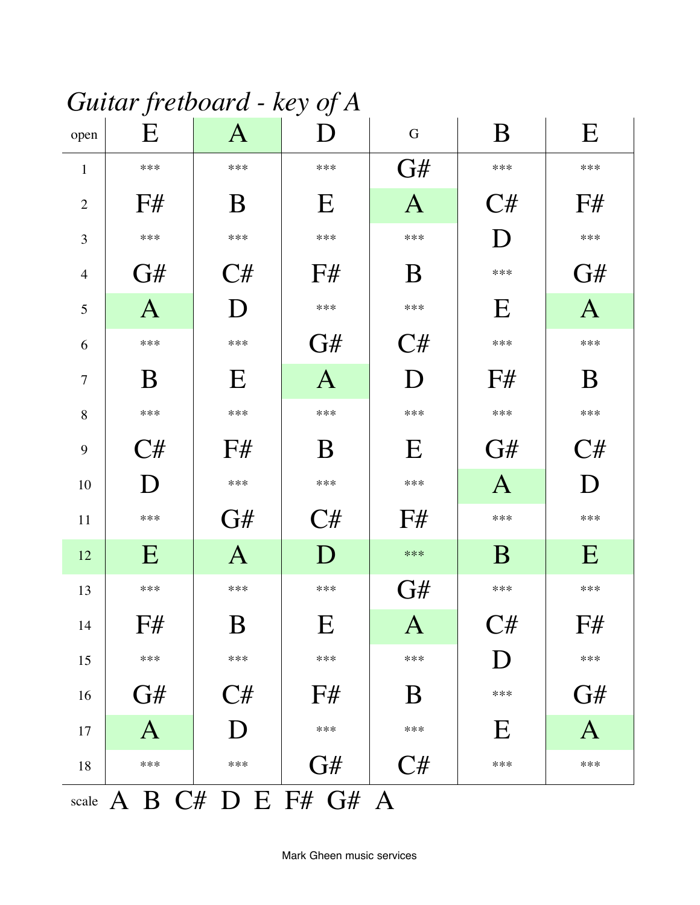# *Guitar fretboard - key of A*

| open | E | A | D | G | B | E |
|---|---|---|---|---|---|---|
| 1 | *** | *** | *** | G# | *** | *** |
| 2 | F# | B | E | A | C# | F# |
| 3 | *** | *** | *** | *** | D | *** |
| 4 | G# | C# | F# | B | *** | G# |
| 5 | A | D | *** | *** | E | A |
| 6 | *** | *** | G# | C# | *** | *** |
| 7 | B | E | A | D | F# | B |
| 8 | *** | *** | *** | *** | *** | *** |
| 9 | C# | F# | B | E | G# | C# |
| 10 | D | *** | *** | *** | A | D |
| 11 | *** | G# | C# | F# | *** | *** |
| 12 | E | A | D | *** | B | E |
| 13 | *** | *** | *** | G# | *** | *** |
| 14 | F# | B | E | A | C# | F# |
| 15 | *** | *** | *** | *** | D | *** |
| 16 | G# | C# | F# | B | *** | G# |
| 17 | A | D | *** | *** | E | A |
| 18 | *** | *** | G# | C# | *** | *** |

scale A B C# D E F# G# A

Mark Gheen music services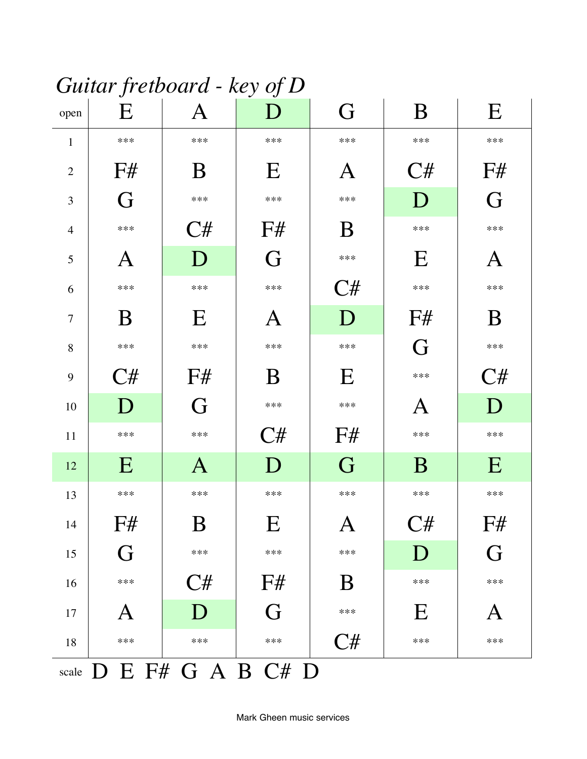# *Guitar fretboard - key of D*

| open | E | A | D | G | B | E |
|---|---|---|---|---|---|---|
| 1 | *** | *** | *** | *** | *** | *** |
| 2 | F# | B | E | A | C# | F# |
| 3 | G | *** | *** | *** | D | G |
| 4 | *** | C# | F# | B | *** | *** |
| 5 | A | D | G | *** | E | A |
| 6 | *** | *** | *** | C# | *** | *** |
| 7 | B | E | A | D | F# | B |
| 8 | *** | *** | *** | *** | G | *** |
| 9 | C# | F# | B | E | *** | C# |
| 10 | D | G | *** | *** | A | D |
| 11 | *** | *** | C# | F# | *** | *** |
| 12 | E | A | D | G | B | E |
| 13 | *** | *** | *** | *** | *** | *** |
| 14 | F# | B | E | A | C# | F# |
| 15 | G | *** | *** | *** | D | G |
| 16 | *** | C# | F# | B | *** | *** |
| 17 | A | D | G | *** | E | A |
| 18 | *** | *** | *** | C# | *** | *** |

scale D E F# G A B C# D

Mark Gheen music services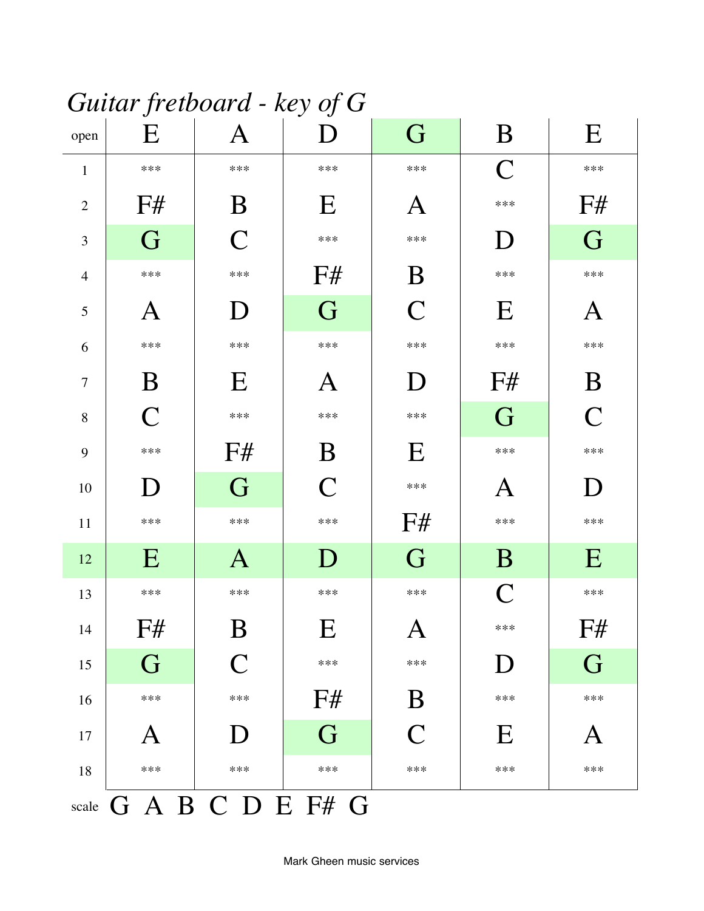# *Guitar fretboard - key of G*

| open | E | A | D | G | B | E |
|---|---|---|---|---|---|---|
| 1 | *** | *** | *** | *** | C | *** |
| 2 | F# | B | E | A | *** | F# |
| 3 | G | C | *** | *** | D | G |
| 4 | *** | *** | F# | B | *** | *** |
| 5 | A | D | G | C | E | A |
| 6 | *** | *** | *** | *** | *** | *** |
| 7 | B | E | A | D | F# | B |
| 8 | C | *** | *** | *** | G | C |
| 9 | *** | F# | B | E | *** | *** |
| 10 | D | G | C | *** | A | D |
| 11 | *** | *** | *** | F# | *** | *** |
| 12 | E | A | D | G | B | E |
| 13 | *** | *** | *** | *** | C | *** |
| 14 | F# | B | E | A | *** | F# |
| 15 | G | C | *** | *** | D | G |
| 16 | *** | *** | F# | B | *** | *** |
| 17 | A | D | G | C | E | A |
| 18 | *** | *** | *** | *** | *** | *** |

scale G A B C D E F# G

Mark Gheen music services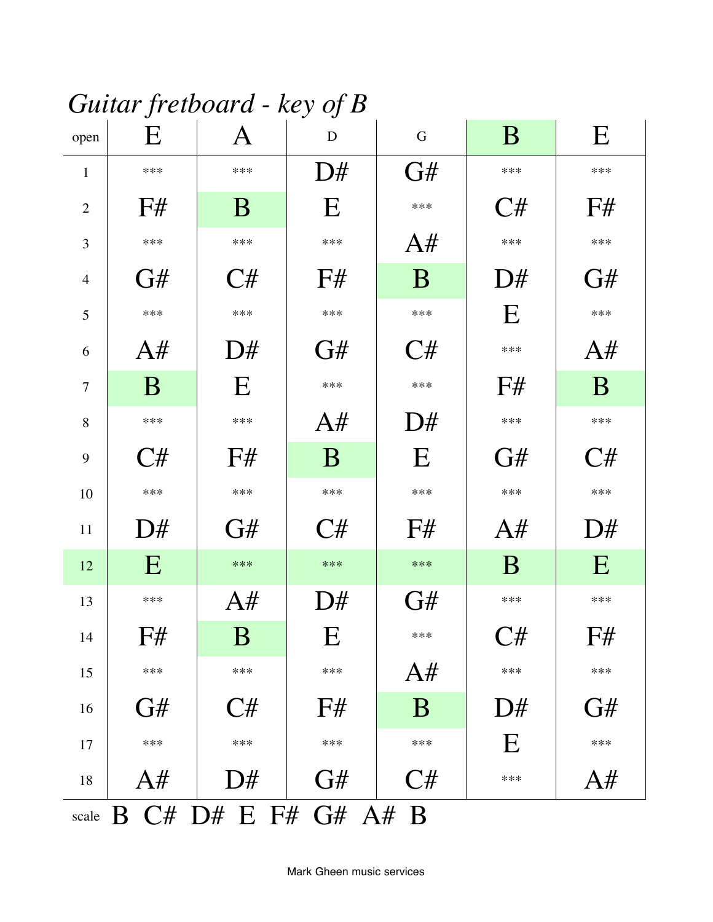*Guitar fretboard - key of B*

| open | E | A | D | G | B | E |
|---|---|---|---|---|---|---|
| 1 | *** | *** | D# | G# | *** | *** |
| 2 | F# | B | E | *** | C# | F# |
| 3 | *** | *** | *** | A# | *** | *** |
| 4 | G# | C# | F# | B | D# | G# |
| 5 | *** | *** | *** | *** | E | *** |
| 6 | A# | D# | G# | C# | *** | A# |
| 7 | B | E | *** | *** | F# | B |
| 8 | *** | *** | A# | D# | *** | *** |
| 9 | C# | F# | B | E | G# | C# |
| 10 | *** | *** | *** | *** | *** | *** |
| 11 | D# | G# | C# | F# | A# | D# |
| 12 | E | *** | *** | *** | B | E |
| 13 | *** | A# | D# | G# | *** | *** |
| 14 | F# | B | E | *** | C# | F# |
| 15 | *** | *** | *** | A# | *** | *** |
| 16 | G# | C# | F# | B | D# | G# |
| 17 | *** | *** | *** | *** | E | *** |
| 18 | A# | D# | G# | C# | *** | A# |

scale B C# D# E F# G# A# B

Mark Gheen music services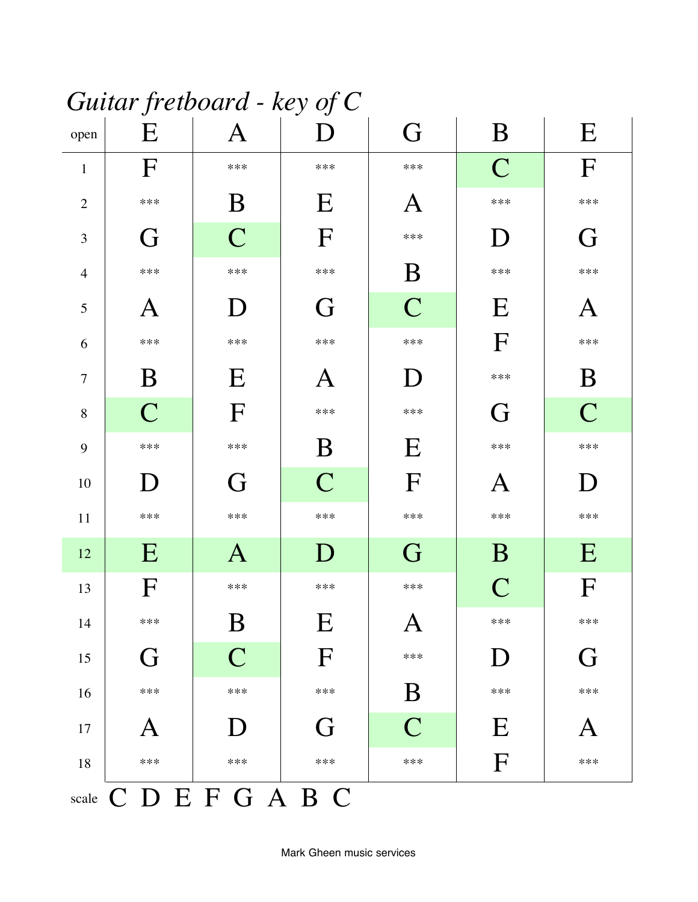*Guitar fretboard - key of C*

| open | E | A | D | G | B | E |
|---|---|---|---|---|---|---|
| 1 | F | *** | *** | *** | C | F |
| 2 | *** | B | E | A | *** | *** |
| 3 | G | C | F | *** | D | G |
| 4 | *** | *** | *** | B | *** | *** |
| 5 | A | D | G | C | E | A |
| 6 | *** | *** | *** | *** | F | *** |
| 7 | B | E | A | D | *** | B |
| 8 | C | F | *** | *** | G | C |
| 9 | *** | *** | B | E | *** | *** |
| 10 | D | G | C | F | A | D |
| 11 | *** | *** | *** | *** | *** | *** |
| 12 | E | A | D | G | B | E |
| 13 | F | *** | *** | *** | C | F |
| 14 | *** | B | E | A | *** | *** |
| 15 | G | C | F | *** | D | G |
| 16 | *** | *** | *** | B | *** | *** |
| 17 | A | D | G | C | E | A |
| 18 | *** | *** | *** | *** | F | *** |

scale C D E F G A B C

Mark Gheen music services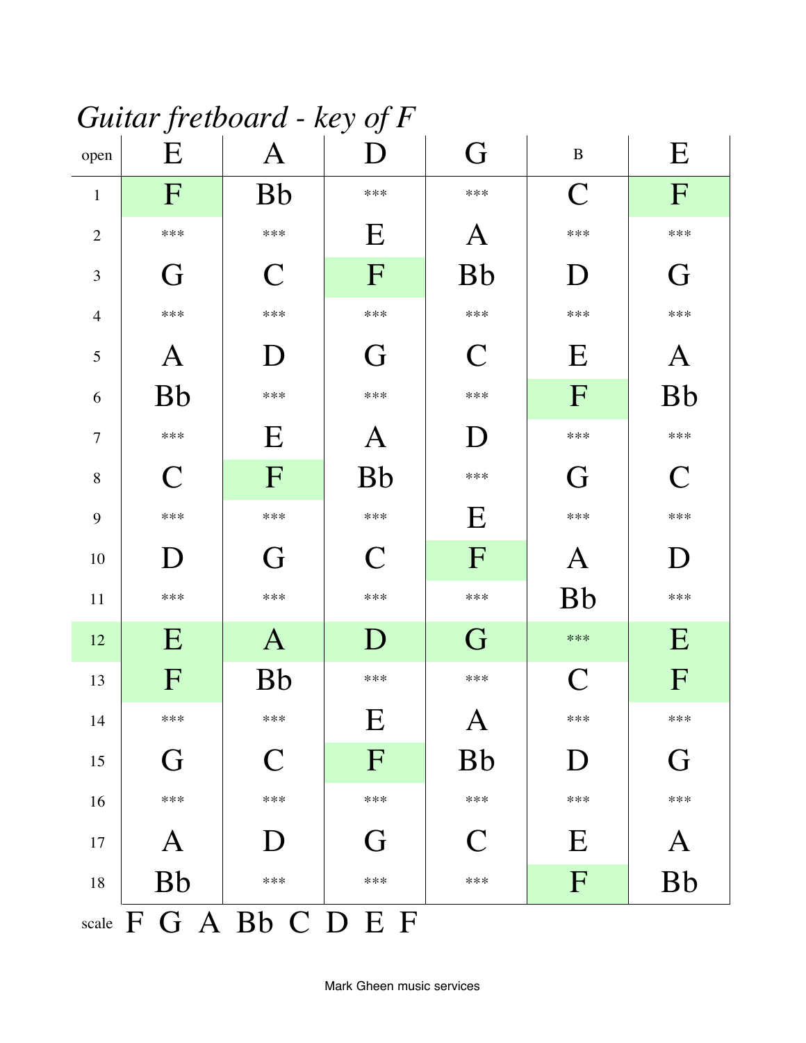# *Guitar fretboard - key of F*

| open | E | A | D | G | B | E |
|---|---|---|---|---|---|---|
| 1 | F | Bb | *** | *** | C | F |
| 2 | *** | *** | E | A | *** | *** |
| 3 | G | C | F | Bb | D | G |
| 4 | *** | *** | *** | *** | *** | *** |
| 5 | A | D | G | C | E | A |
| 6 | Bb | *** | *** | *** | F | Bb |
| 7 | *** | E | A | D | *** | *** |
| 8 | C | F | Bb | *** | G | C |
| 9 | *** | *** | *** | E | *** | *** |
| 10 | D | G | C | F | A | D |
| 11 | *** | *** | *** | *** | Bb | *** |
| 12 | E | A | D | G | *** | E |
| 13 | F | Bb | *** | *** | C | F |
| 14 | *** | *** | E | A | *** | *** |
| 15 | G | C | F | Bb | D | G |
| 16 | *** | *** | *** | *** | *** | *** |
| 17 | A | D | G | C | E | A |
| 18 | Bb | *** | *** | *** | F | Bb |

scale F G A Bb C D E F

Mark Gheen music services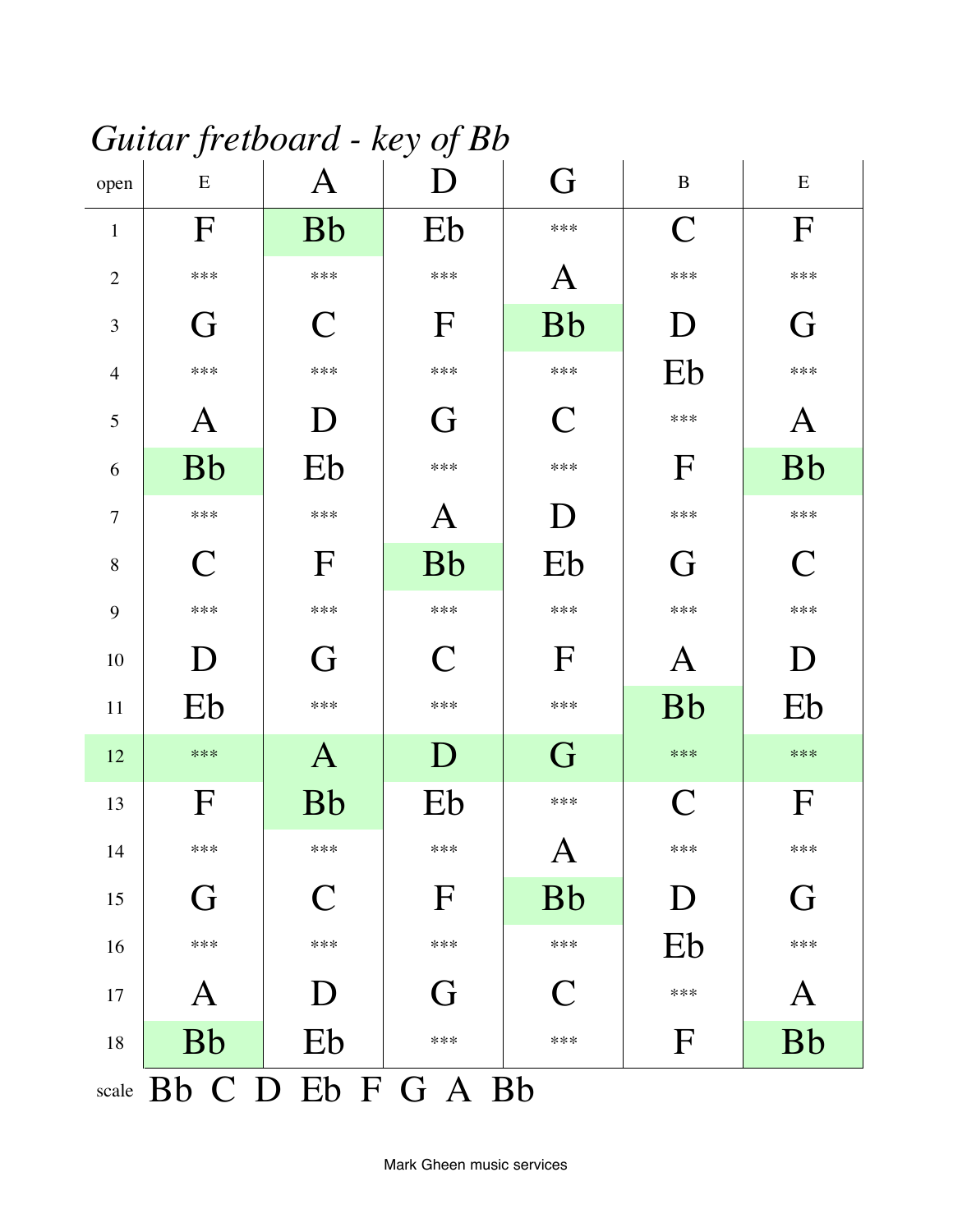# *Guitar fretboard - key of Bb*

| open | E | A | D | G | B | E |
|---|---|---|---|---|---|---|
| 1 | F | Bb | Eb | *** | C | F |
| 2 | *** | *** | *** | A | *** | *** |
| 3 | G | C | F | Bb | D | G |
| 4 | *** | *** | *** | *** | Eb | *** |
| 5 | A | D | G | C | *** | A |
| 6 | Bb | Eb | *** | *** | F | Bb |
| 7 | *** | *** | A | D | *** | *** |
| 8 | C | F | Bb | Eb | G | C |
| 9 | *** | *** | *** | *** | *** | *** |
| 10 | D | G | C | F | A | D |
| 11 | Eb | *** | *** | *** | Bb | Eb |
| 12 | *** | A | D | G | *** | *** |
| 13 | F | Bb | Eb | *** | C | F |
| 14 | *** | *** | *** | A | *** | *** |
| 15 | G | C | F | Bb | D | G |
| 16 | *** | *** | *** | *** | Eb | *** |
| 17 | A | D | G | C | *** | A |
| 18 | Bb | Eb | *** | *** | F | Bb |

scale Bb C D Eb F G A Bb

Mark Gheen music services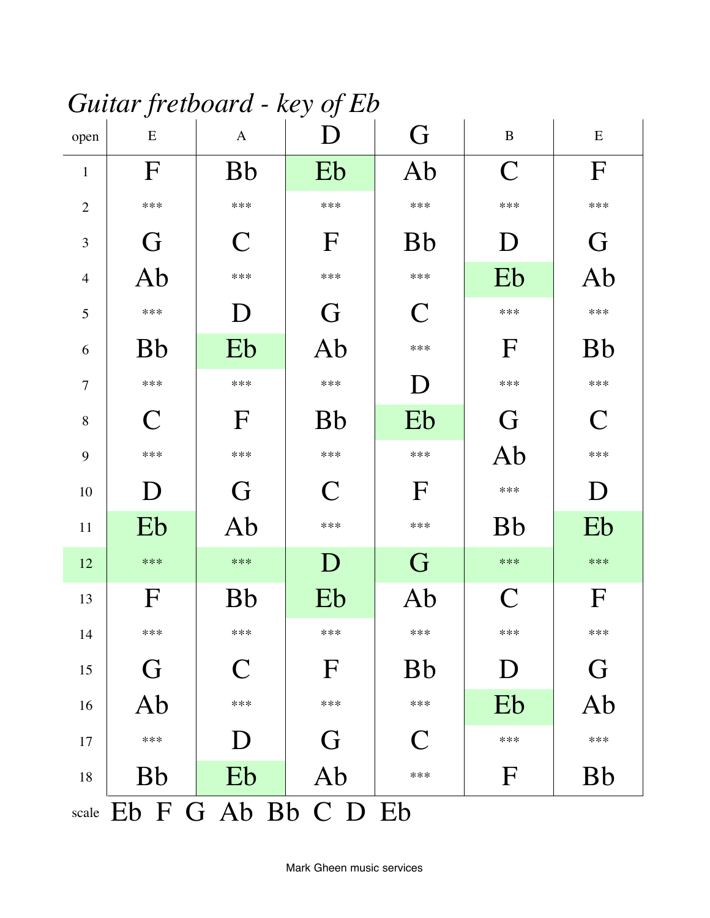# *Guitar fretboard - key of Eb*

| open | E | A | D | G | B | E |
|---|---|---|---|---|---|---|
| 1 | F | Bb | Eb | Ab | C | F |
| 2 | *** | *** | *** | *** | *** | *** |
| 3 | G | C | F | Bb | D | G |
| 4 | Ab | *** | *** | *** | Eb | Ab |
| 5 | *** | D | G | C | *** | *** |
| 6 | Bb | Eb | Ab | *** | F | Bb |
| 7 | *** | *** | *** | D | *** | *** |
| 8 | C | F | Bb | Eb | G | C |
| 9 | *** | *** | *** | *** | Ab | *** |
| 10 | D | G | C | F | *** | D |
| 11 | Eb | Ab | *** | *** | Bb | Eb |
| 12 | *** | *** | D | G | *** | *** |
| 13 | F | Bb | Eb | Ab | C | F |
| 14 | *** | *** | *** | *** | *** | *** |
| 15 | G | C | F | Bb | D | G |
| 16 | Ab | *** | *** | *** | Eb | Ab |
| 17 | *** | D | G | C | *** | *** |
| 18 | Bb | Eb | Ab | *** | F | Bb |

scale Eb F G Ab Bb C D Eb

Mark Gheen music services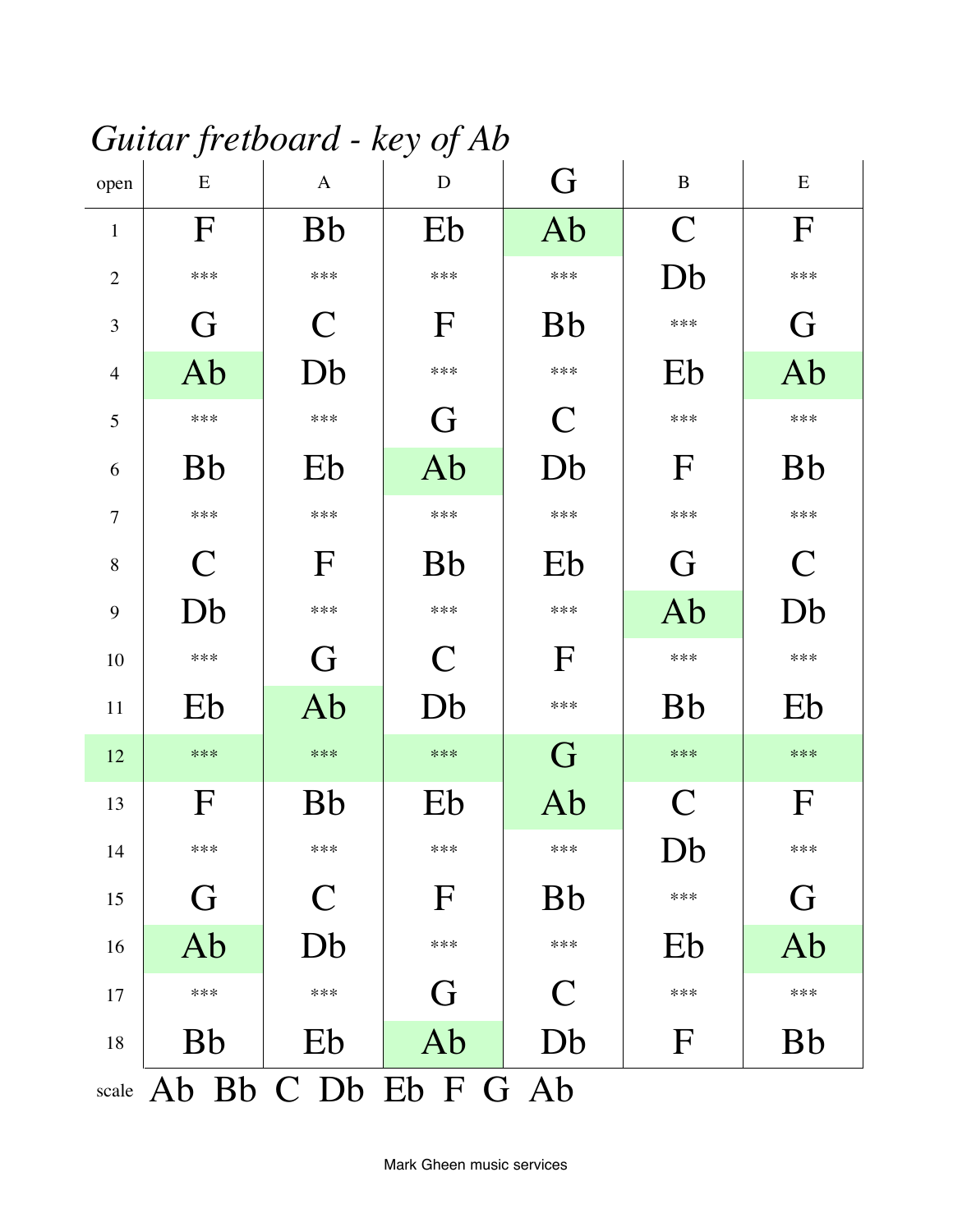# *Guitar fretboard - key of Ab*

| open | E | A | D | G | B | E |
|---|---|---|---|---|---|---|
| 1 | F | Bb | Eb | Ab | C | F |
| 2 | *** | *** | *** | *** | Db | *** |
| 3 | G | C | F | Bb | *** | G |
| 4 | Ab | Db | *** | *** | Eb | Ab |
| 5 | *** | *** | G | C | *** | *** |
| 6 | Bb | Eb | Ab | Db | F | Bb |
| 7 | *** | *** | *** | *** | *** | *** |
| 8 | C | F | Bb | Eb | G | C |
| 9 | Db | *** | *** | *** | Ab | Db |
| 10 | *** | G | C | F | *** | *** |
| 11 | Eb | Ab | Db | *** | Bb | Eb |
| 12 | *** | *** | *** | G | *** | *** |
| 13 | F | Bb | Eb | Ab | C | F |
| 14 | *** | *** | *** | *** | Db | *** |
| 15 | G | C | F | Bb | *** | G |
| 16 | Ab | Db | *** | *** | Eb | Ab |
| 17 | *** | *** | G | C | *** | *** |
| 18 | Bb | Eb | Ab | Db | F | Bb |

scale Ab Bb C Db Eb F G Ab

Mark Gheen music services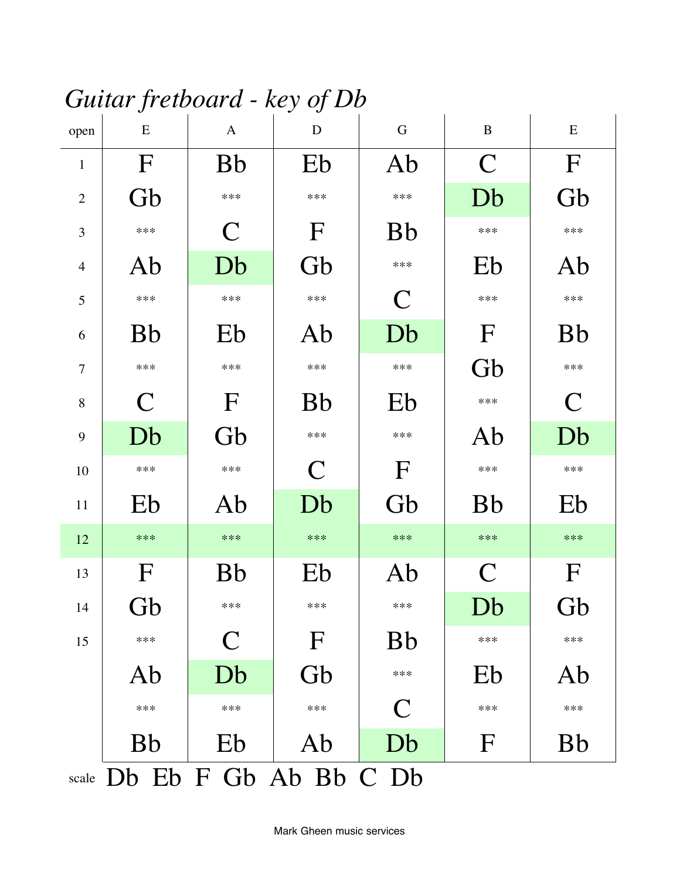# *Guitar fretboard - key of Db*

| open | E | A | D | G | B | E |
|---|---|---|---|---|---|---|
| 1 | F | Bb | Eb | Ab | C | F |
| 2 | Gb | *** | *** | *** | Db | Gb |
| 3 | *** | C | F | Bb | *** | *** |
| 4 | Ab | Db | Gb | *** | Eb | Ab |
| 5 | *** | *** | *** | C | *** | *** |
| 6 | Bb | Eb | Ab | Db | F | Bb |
| 7 | *** | *** | *** | *** | Gb | *** |
| 8 | C | F | Bb | Eb | *** | C |
| 9 | Db | Gb | *** | *** | Ab | Db |
| 10 | *** | *** | C | F | *** | *** |
| 11 | Eb | Ab | Db | Gb | Bb | Eb |
| 12 | *** | *** | *** | *** | *** | *** |
| 13 | F | Bb | Eb | Ab | C | F |
| 14 | Gb | *** | *** | *** | Db | Gb |
| 15 | *** | C | F | Bb | *** | *** |
| | Ab | Db | Gb | *** | Eb | Ab |
| | *** | *** | *** | C | *** | *** |
| | Bb | Eb | Ab | Db | F | Bb |

scale Db Eb F Gb Ab Bb C Db

Mark Gheen music services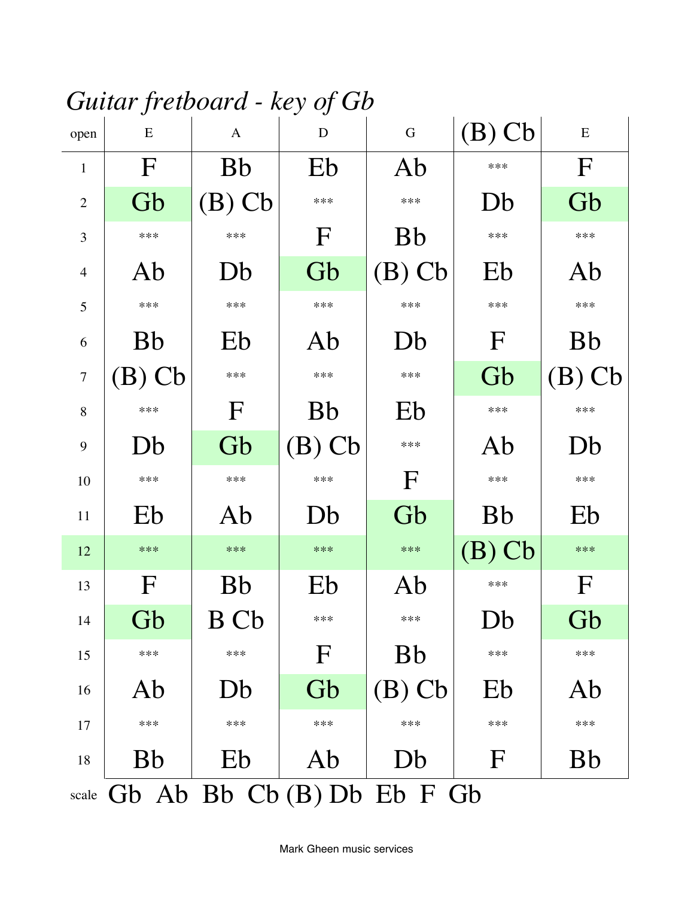*Guitar fretboard - key of Gb*

| open | E | A | D | G | (B) Cb | E |
|---|---|---|---|---|---|---|
| 1 | F | Bb | Eb | Ab | *** | F |
| 2 | Gb | (B) Cb | *** | *** | Db | Gb |
| 3 | *** | *** | F | Bb | *** | *** |
| 4 | Ab | Db | Gb | (B) Cb | Eb | Ab |
| 5 | *** | *** | *** | *** | *** | *** |
| 6 | Bb | Eb | Ab | Db | F | Bb |
| 7 | (B) Cb | *** | *** | *** | Gb | (B) Cb |
| 8 | *** | F | Bb | Eb | *** | *** |
| 9 | Db | Gb | (B) Cb | *** | Ab | Db |
| 10 | *** | *** | *** | F | *** | *** |
| 11 | Eb | Ab | Db | Gb | Bb | Eb |
| 12 | *** | *** | *** | *** | (B) Cb | *** |
| 13 | F | Bb | Eb | Ab | *** | F |
| 14 | Gb | B Cb | *** | *** | Db | Gb |
| 15 | *** | *** | F | Bb | *** | *** |
| 16 | Ab | Db | Gb | (B) Cb | Eb | Ab |
| 17 | *** | *** | *** | *** | *** | *** |
| 18 | Bb | Eb | Ab | Db | F | Bb |

scale Gb Ab Bb Cb (B) Db Eb F Gb

Mark Gheen music services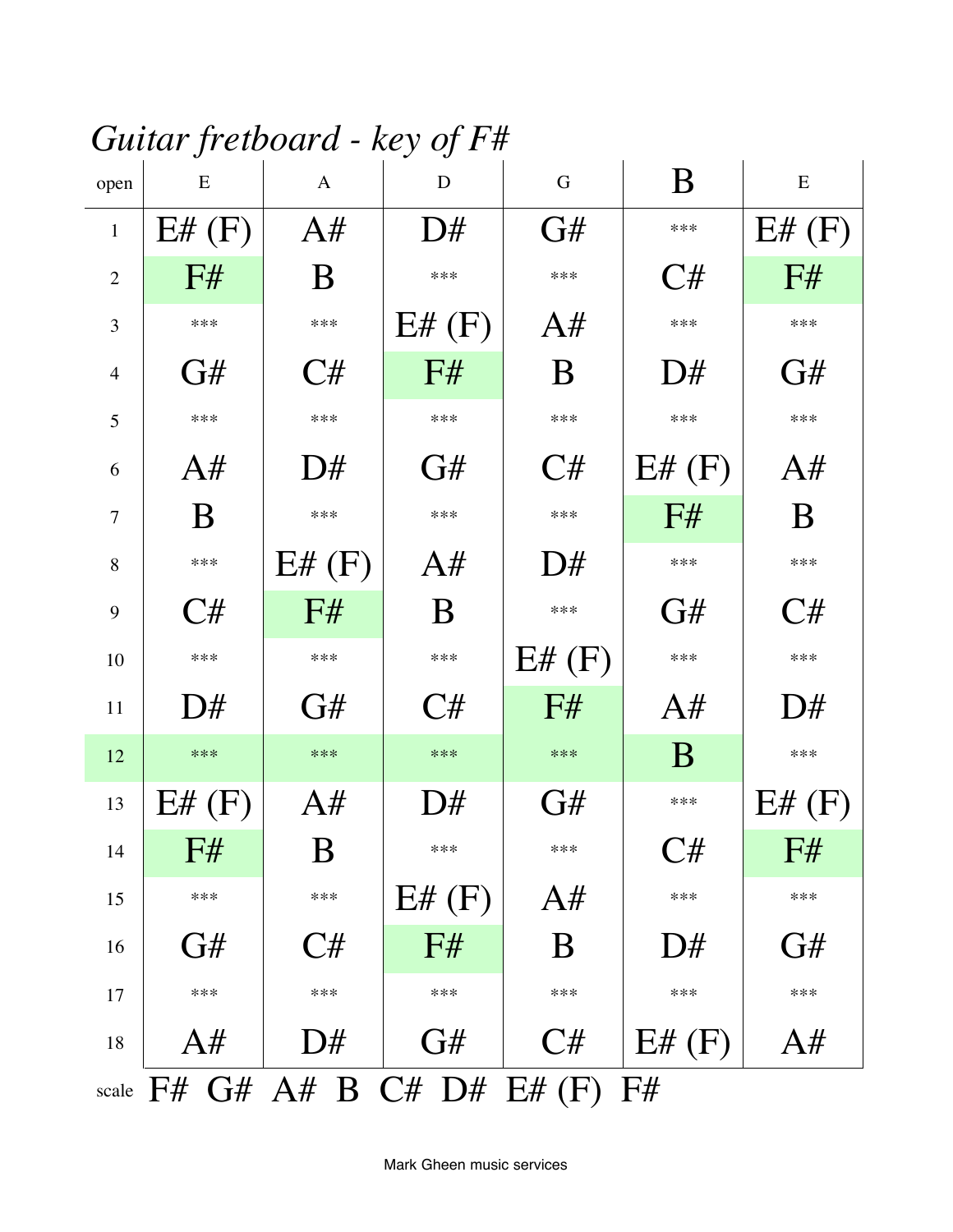# *Guitar fretboard - key of F#*

| open | E | A | D | G | B | E |
|---|---|---|---|---|---|---|
| 1 | E# (F) | A# | D# | G# | *** | E# (F) |
| 2 | F# | B | *** | *** | C# | F# |
| 3 | *** | *** | E# (F) | A# | *** | *** |
| 4 | G# | C# | F# | B | D# | G# |
| 5 | *** | *** | *** | *** | *** | *** |
| 6 | A# | D# | G# | C# | E# (F) | A# |
| 7 | B | *** | *** | *** | F# | B |
| 8 | *** | E# (F) | A# | D# | *** | *** |
| 9 | C# | F# | B | *** | G# | C# |
| 10 | *** | *** | *** | E# (F) | *** | *** |
| 11 | D# | G# | C# | F# | A# | D# |
| 12 | *** | *** | *** | *** | B | *** |
| 13 | E# (F) | A# | D# | G# | *** | E# (F) |
| 14 | F# | B | *** | *** | C# | F# |
| 15 | *** | *** | E# (F) | A# | *** | *** |
| 16 | G# | C# | F# | B | D# | G# |
| 17 | *** | *** | *** | *** | *** | *** |
| 18 | A# | D# | G# | C# | E# (F) | A# |

scale F# G# A# B C# D# E# (F) F#

Mark Gheen music services